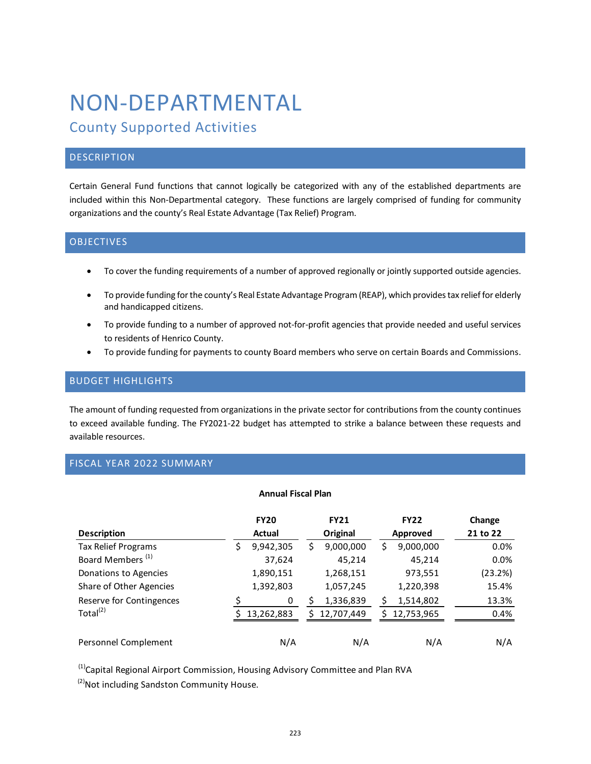# NON-DEPARTMENTAL

## County Supported Activities

### DESCRIPTION

Certain General Fund functions that cannot logically be categorized with any of the established departments are included within this Non-Departmental category. These functions are largely comprised of funding for community organizations and the county's Real Estate Advantage (Tax Relief) Program.

### OBJECTIVES

- To cover the funding requirements of a number of approved regionally or jointly supported outside agencies.
- To provide funding for the county's Real Estate Advantage Program (REAP), which provides tax relief for elderly and handicapped citizens.
- To provide funding to a number of approved not-for-profit agencies that provide needed and useful services to residents of Henrico County.
- To provide funding for payments to county Board members who serve on certain Boards and Commissions.

### BUDGET HIGHLIGHTS

The amount of funding requested from organizations in the private sector for contributions from the county continues to exceed available funding. The FY2021-22 budget has attempted to strike a balance between these requests and available resources.

### FISCAL YEAR 2022 SUMMARY

**Annual Fiscal Plan**

| Description | FY20 Actual | FY21 Original | FY22 Approved | Change 21 to 22 |
|---|---|---|---|---|
| Tax Relief Programs | $ 9,942,305 | $ 9,000,000 | $ 9,000,000 | 0.0% |
| Board Members [1] | 37,624 | 45,214 | 45,214 | 0.0% |
| Donations to Agencies | 1,890,151 | 1,268,151 | 973,551 | (23.2%) |
| Share of Other Agencies | 1,392,803 | 1,057,245 | 1,220,398 | 15.4% |
| Reserve for Contingences | $ 0 | $ 1,336,839 | $ 1,514,802 | 13.3% |
| Total[2] | $ 13,262,883 | $ 12,707,449 | $ 12,753,965 | 0.4% |
| | | | | |
| Personnel Complement | N/A | N/A | N/A | N/A |

[1] Capital Regional Airport Commission, Housing Advisory Committee and Plan RVA

[2] Not including Sandston Community House.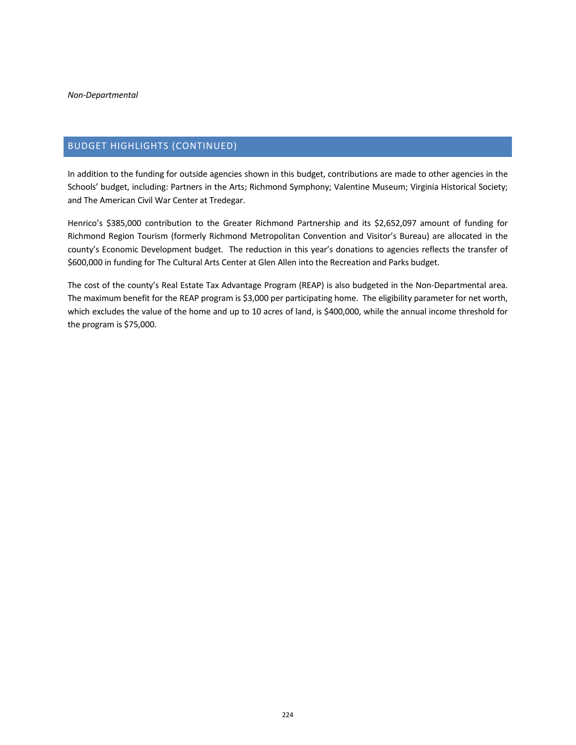## BUDGET HIGHLIGHTS (CONTINUED)

In addition to the funding for outside agencies shown in this budget, contributions are made to other agencies in the Schools' budget, including: Partners in the Arts; Richmond Symphony; Valentine Museum; Virginia Historical Society; and The American Civil War Center at Tredegar.

Henrico's $385,000 contribution to the Greater Richmond Partnership and its $2,652,097 amount of funding for Richmond Region Tourism (formerly Richmond Metropolitan Convention and Visitor's Bureau) are allocated in the county's Economic Development budget. The reduction in this year's donations to agencies reflects the transfer of $600,000 in funding for The Cultural Arts Center at Glen Allen into the Recreation and Parks budget.

The cost of the county's Real Estate Tax Advantage Program (REAP) is also budgeted in the Non-Departmental area. The maximum benefit for the REAP program is $3,000 per participating home. The eligibility parameter for net worth, which excludes the value of the home and up to 10 acres of land, is $400,000, while the annual income threshold for the program is $75,000.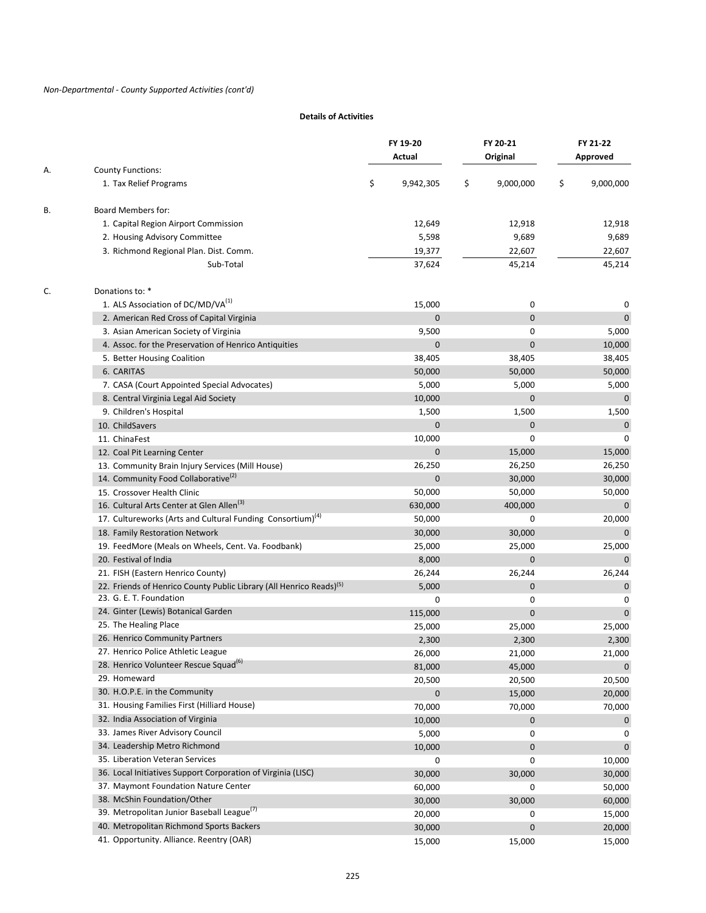*Non-Departmental - County Supported Activities (cont'd)*

**Details of Activities**

| | | FY 19-20 Actual | FY 20-21 Original | FY 21-22 Approved |
|---|---|---|---|---|
| A. | County Functions: | | | |
| | 1. Tax Relief Programs | $ 9,942,305 | $ 9,000,000 | $ 9,000,000 |
| B. | Board Members for: | | | |
| | 1. Capital Region Airport Commission | 12,649 | 12,918 | 12,918 |
| | 2. Housing Advisory Committee | 5,598 | 9,689 | 9,689 |
| | 3. Richmond Regional Plan. Dist. Comm. | 19,377 | 22,607 | 22,607 |
| | Sub-Total | 37,624 | 45,214 | 45,214 |
| C. | Donations to: * | | | |
| | 1. ALS Association of DC/MD/VA[1] | 15,000 | 0 | 0 |
| | 2. American Red Cross of Capital Virginia | 0 | 0 | 0 |
| | 3. Asian American Society of Virginia | 9,500 | 0 | 5,000 |
| | 4. Assoc. for the Preservation of Henrico Antiquities | 0 | 0 | 10,000 |
| | 5. Better Housing Coalition | 38,405 | 38,405 | 38,405 |
| | 6. CARITAS | 50,000 | 50,000 | 50,000 |
| | 7. CASA (Court Appointed Special Advocates) | 5,000 | 5,000 | 5,000 |
| | 8. Central Virginia Legal Aid Society | 10,000 | 0 | 0 |
| | 9. Children's Hospital | 1,500 | 1,500 | 1,500 |
| | 10. ChildSavers | 0 | 0 | 0 |
| | 11. ChinaFest | 10,000 | 0 | 0 |
| | 12. Coal Pit Learning Center | 0 | 15,000 | 15,000 |
| | 13. Community Brain Injury Services (Mill House) | 26,250 | 26,250 | 26,250 |
| | 14. Community Food Collaborative[2] | 0 | 30,000 | 30,000 |
| | 15. Crossover Health Clinic | 50,000 | 50,000 | 50,000 |
| | 16. Cultural Arts Center at Glen Allen[3] | 630,000 | 400,000 | 0 |
| | 17. Cultureworks (Arts and Cultural Funding Consortium)[4] | 50,000 | 0 | 20,000 |
| | 18. Family Restoration Network | 30,000 | 30,000 | 0 |
| | 19. FeedMore (Meals on Wheels, Cent. Va. Foodbank) | 25,000 | 25,000 | 25,000 |
| | 20. Festival of India | 8,000 | 0 | 0 |
| | 21. FISH (Eastern Henrico County) | 26,244 | 26,244 | 26,244 |
| | 22. Friends of Henrico County Public Library (All Henrico Reads)[5] | 5,000 | 0 | 0 |
| | 23. G. E. T. Foundation | 0 | 0 | 0 |
| | 24. Ginter (Lewis) Botanical Garden | 115,000 | 0 | 0 |
| | 25. The Healing Place | 25,000 | 25,000 | 25,000 |
| | 26. Henrico Community Partners | 2,300 | 2,300 | 2,300 |
| | 27. Henrico Police Athletic League | 26,000 | 21,000 | 21,000 |
| | 28. Henrico Volunteer Rescue Squad[6] | 81,000 | 45,000 | 0 |
| | 29. Homeward | 20,500 | 20,500 | 20,500 |
| | 30. H.O.P.E. in the Community | 0 | 15,000 | 20,000 |
| | 31. Housing Families First (Hilliard House) | 70,000 | 70,000 | 70,000 |
| | 32. India Association of Virginia | 10,000 | 0 | 0 |
| | 33. James River Advisory Council | 5,000 | 0 | 0 |
| | 34. Leadership Metro Richmond | 10,000 | 0 | 0 |
| | 35. Liberation Veteran Services | 0 | 0 | 10,000 |
| | 36. Local Initiatives Support Corporation of Virginia (LISC) | 30,000 | 30,000 | 30,000 |
| | 37. Maymont Foundation Nature Center | 60,000 | 0 | 50,000 |
| | 38. McShin Foundation/Other | 30,000 | 30,000 | 60,000 |
| | 39. Metropolitan Junior Baseball League[7] | 20,000 | 0 | 15,000 |
| | 40. Metropolitan Richmond Sports Backers | 30,000 | 0 | 20,000 |
| | 41. Opportunity. Alliance. Reentry (OAR) | 15,000 | 15,000 | 15,000 |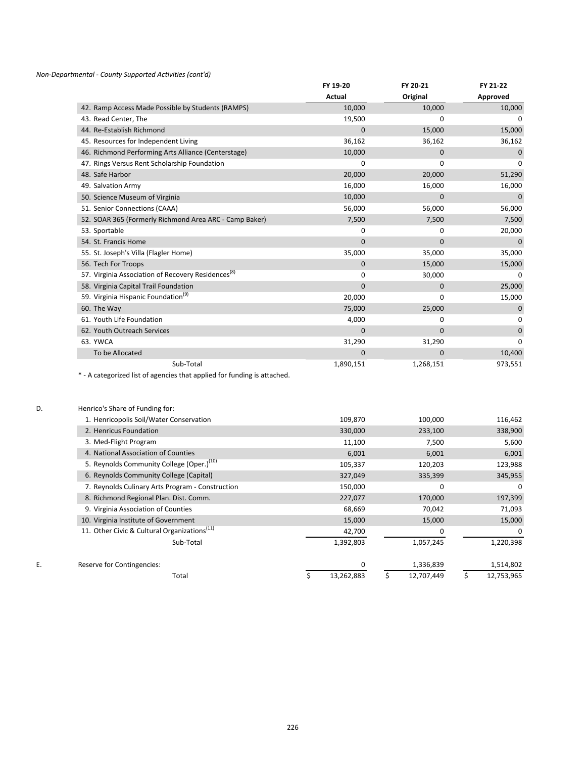*Non-Departmental - County Supported Activities (cont'd)*

| | FY 19-20 Actual | FY 20-21 Original | FY 21-22 Approved |
|---|---|---|---|
| 42. Ramp Access Made Possible by Students (RAMPS) | 10,000 | 10,000 | 10,000 |
| 43. Read Center, The | 19,500 | 0 | 0 |
| 44. Re-Establish Richmond | 0 | 15,000 | 15,000 |
| 45. Resources for Independent Living | 36,162 | 36,162 | 36,162 |
| 46. Richmond Performing Arts Alliance (Centerstage) | 10,000 | 0 | 0 |
| 47. Rings Versus Rent Scholarship Foundation | 0 | 0 | 0 |
| 48. Safe Harbor | 20,000 | 20,000 | 51,290 |
| 49. Salvation Army | 16,000 | 16,000 | 16,000 |
| 50. Science Museum of Virginia | 10,000 | 0 | 0 |
| 51. Senior Connections (CAAA) | 56,000 | 56,000 | 56,000 |
| 52. SOAR 365 (Formerly Richmond Area ARC - Camp Baker) | 7,500 | 7,500 | 7,500 |
| 53. Sportable | 0 | 0 | 20,000 |
| 54. St. Francis Home | 0 | 0 | 0 |
| 55. St. Joseph's Villa (Flagler Home) | 35,000 | 35,000 | 35,000 |
| 56. Tech For Troops | 0 | 15,000 | 15,000 |
| 57. Virginia Association of Recovery Residences[8] | 0 | 30,000 | 0 |
| 58. Virginia Capital Trail Foundation | 0 | 0 | 25,000 |
| 59. Virginia Hispanic Foundation[9] | 20,000 | 0 | 15,000 |
| 60. The Way | 75,000 | 25,000 | 0 |
| 61. Youth Life Foundation | 4,000 | 0 | 0 |
| 62. Youth Outreach Services | 0 | 0 | 0 |
| 63. YWCA | 31,290 | 31,290 | 0 |
| To be Allocated | 0 | 0 | 10,400 |
| Sub-Total | 1,890,151 | 1,268,151 | 973,551 |

* - A categorized list of agencies that applied for funding is attached.

| | | FY 19-20 Actual | FY 20-21 Original | FY 21-22 Approved |
|---|---|---|---|---|
| D. | Henrico's Share of Funding for: | | | |
| | 1. Henricopolis Soil/Water Conservation | 109,870 | 100,000 | 116,462 |
| | 2. Henricus Foundation | 330,000 | 233,100 | 338,900 |
| | 3. Med-Flight Program | 11,100 | 7,500 | 5,600 |
| | 4. National Association of Counties | 6,001 | 6,001 | 6,001 |
| | 5. Reynolds Community College (Oper.)[10] | 105,337 | 120,203 | 123,988 |
| | 6. Reynolds Community College (Capital) | 327,049 | 335,399 | 345,955 |
| | 7. Reynolds Culinary Arts Program - Construction | 150,000 | 0 | 0 |
| | 8. Richmond Regional Plan. Dist. Comm. | 227,077 | 170,000 | 197,399 |
| | 9. Virginia Association of Counties | 68,669 | 70,042 | 71,093 |
| | 10. Virginia Institute of Government | 15,000 | 15,000 | 15,000 |
| | 11. Other Civic & Cultural Organizations[11] | 42,700 | 0 | 0 |
| | Sub-Total | 1,392,803 | 1,057,245 | 1,220,398 |
| E. | Reserve for Contingencies: | 0 | 1,336,839 | 1,514,802 |
| | Total | $ 13,262,883 | $ 12,707,449 | $ 12,753,965 |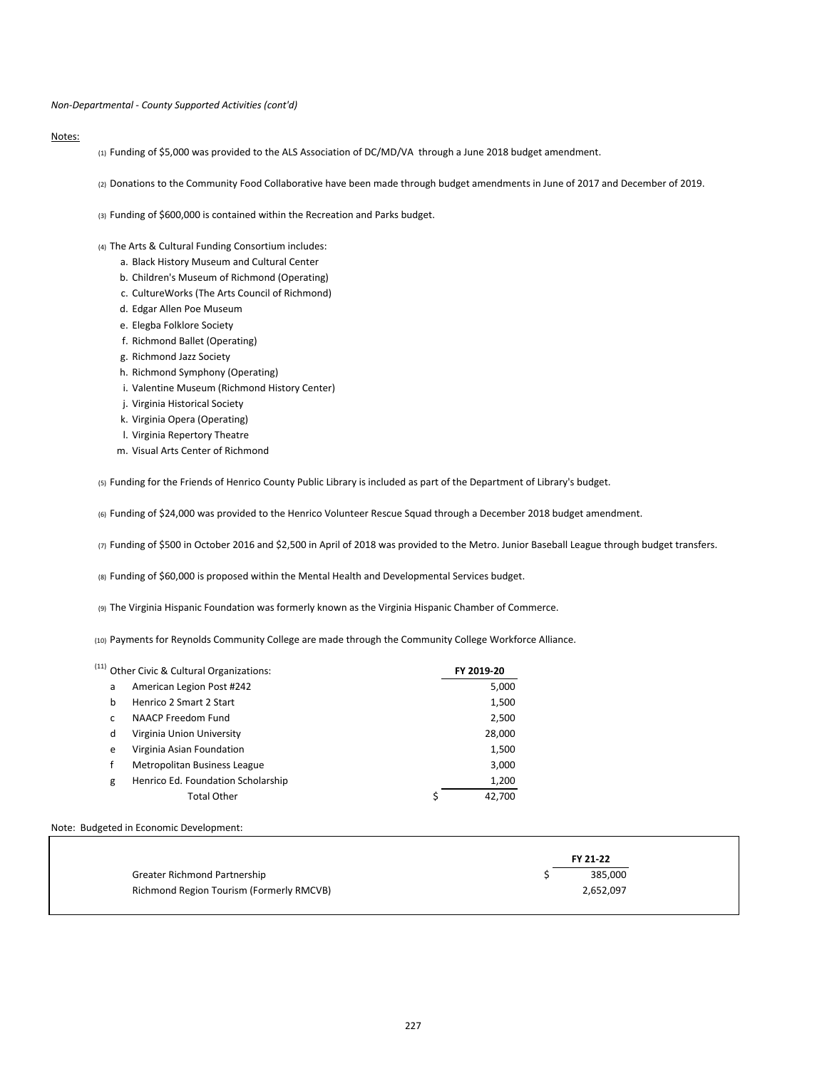*Non-Departmental - County Supported Activities (cont'd)*

Notes:

(1) Funding of $5,000 was provided to the ALS Association of DC/MD/VA through a June 2018 budget amendment.

(2) Donations to the Community Food Collaborative have been made through budget amendments in June of 2017 and December of 2019.

(3) Funding of $600,000 is contained within the Recreation and Parks budget.

(4) The Arts & Cultural Funding Consortium includes:

- a. Black History Museum and Cultural Center
- b. Children's Museum of Richmond (Operating)
- c. CultureWorks (The Arts Council of Richmond)
- d. Edgar Allen Poe Museum
- e. Elegba Folklore Society
- f. Richmond Ballet (Operating)
- g. Richmond Jazz Society
- h. Richmond Symphony (Operating)
- i. Valentine Museum (Richmond History Center)
- j. Virginia Historical Society
- k. Virginia Opera (Operating)
- l. Virginia Repertory Theatre
- m. Visual Arts Center of Richmond

(5) Funding for the Friends of Henrico County Public Library is included as part of the Department of Library's budget.

(6) Funding of $24,000 was provided to the Henrico Volunteer Rescue Squad through a December 2018 budget amendment.

(7) Funding of $500 in October 2016 and $2,500 in April of 2018 was provided to the Metro. Junior Baseball League through budget transfers.

(8) Funding of $60,000 is proposed within the Mental Health and Developmental Services budget.

(9) The Virginia Hispanic Foundation was formerly known as the Virginia Hispanic Chamber of Commerce.

(10) Payments for Reynolds Community College are made through the Community College Workforce Alliance.

(11) Other Civic & Cultural Organizations:

| | | FY 2019-20 |
|---|---|---|
| a | American Legion Post #242 | 5,000 |
| b | Henrico 2 Smart 2 Start | 1,500 |
| c | NAACP Freedom Fund | 2,500 |
| d | Virginia Union University | 28,000 |
| e | Virginia Asian Foundation | 1,500 |
| f | Metropolitan Business League | 3,000 |
| g | Henrico Ed. Foundation Scholarship | 1,200 |
| | Total Other | $ 42,700 |

Note: Budgeted in Economic Development:

| | FY 21-22 |
|---|---|
| Greater Richmond Partnership | $ 385,000 |
| Richmond Region Tourism (Formerly RMCVB) | 2,652,097 |